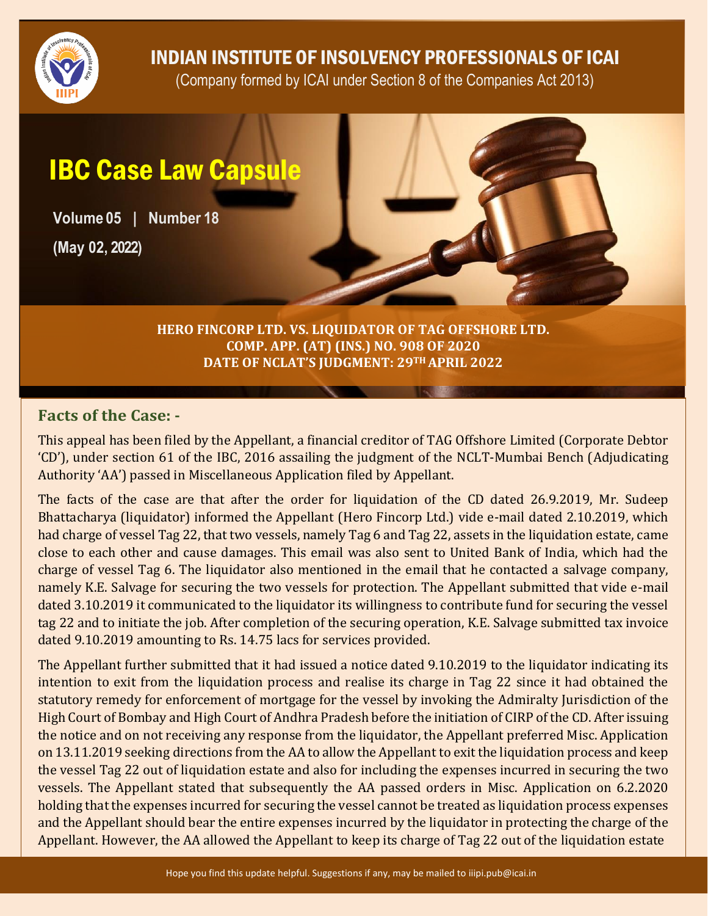# INDIAN INSTITUTE OF INSOLVENCY PROFESSIONALS OF ICAI

(Company formed by ICAI under Section 8 of the Companies Act 2013)

# IBC Case Law Capsule

**Volume 05 | Number 18**

**(May 02, 2022)**

**HERO FINCORP LTD. VS. LIQUIDATOR OF TAG OFFSHORE LTD.**
**COMP. APP. (AT) (INS.) NO. 908 OF 2020**
**DATE OF NCLAT'S JUDGMENT: 29TH APRIL 2022**

## Facts of the Case: -

This appeal has been filed by the Appellant, a financial creditor of TAG Offshore Limited (Corporate Debtor 'CD'), under section 61 of the IBC, 2016 assailing the judgment of the NCLT-Mumbai Bench (Adjudicating Authority 'AA') passed in Miscellaneous Application filed by Appellant.

The facts of the case are that after the order for liquidation of the CD dated 26.9.2019, Mr. Sudeep Bhattacharya (liquidator) informed the Appellant (Hero Fincorp Ltd.) vide e-mail dated 2.10.2019, which had charge of vessel Tag 22, that two vessels, namely Tag 6 and Tag 22, assets in the liquidation estate, came close to each other and cause damages. This email was also sent to United Bank of India, which had the charge of vessel Tag 6. The liquidator also mentioned in the email that he contacted a salvage company, namely K.E. Salvage for securing the two vessels for protection. The Appellant submitted that vide e-mail dated 3.10.2019 it communicated to the liquidator its willingness to contribute fund for securing the vessel tag 22 and to initiate the job. After completion of the securing operation, K.E. Salvage submitted tax invoice dated 9.10.2019 amounting to Rs. 14.75 lacs for services provided.

The Appellant further submitted that it had issued a notice dated 9.10.2019 to the liquidator indicating its intention to exit from the liquidation process and realise its charge in Tag 22 since it had obtained the statutory remedy for enforcement of mortgage for the vessel by invoking the Admiralty Jurisdiction of the High Court of Bombay and High Court of Andhra Pradesh before the initiation of CIRP of the CD. After issuing the notice and on not receiving any response from the liquidator, the Appellant preferred Misc. Application on 13.11.2019 seeking directions from the AA to allow the Appellant to exit the liquidation process and keep the vessel Tag 22 out of liquidation estate and also for including the expenses incurred in securing the two vessels. The Appellant stated that subsequently the AA passed orders in Misc. Application on 6.2.2020 holding that the expenses incurred for securing the vessel cannot be treated as liquidation process expenses and the Appellant should bear the entire expenses incurred by the liquidator in protecting the charge of the Appellant. However, the AA allowed the Appellant to keep its charge of Tag 22 out of the liquidation estate

Hope you find this update helpful. Suggestions if any, may be mailed to iiipi.pub@icai.in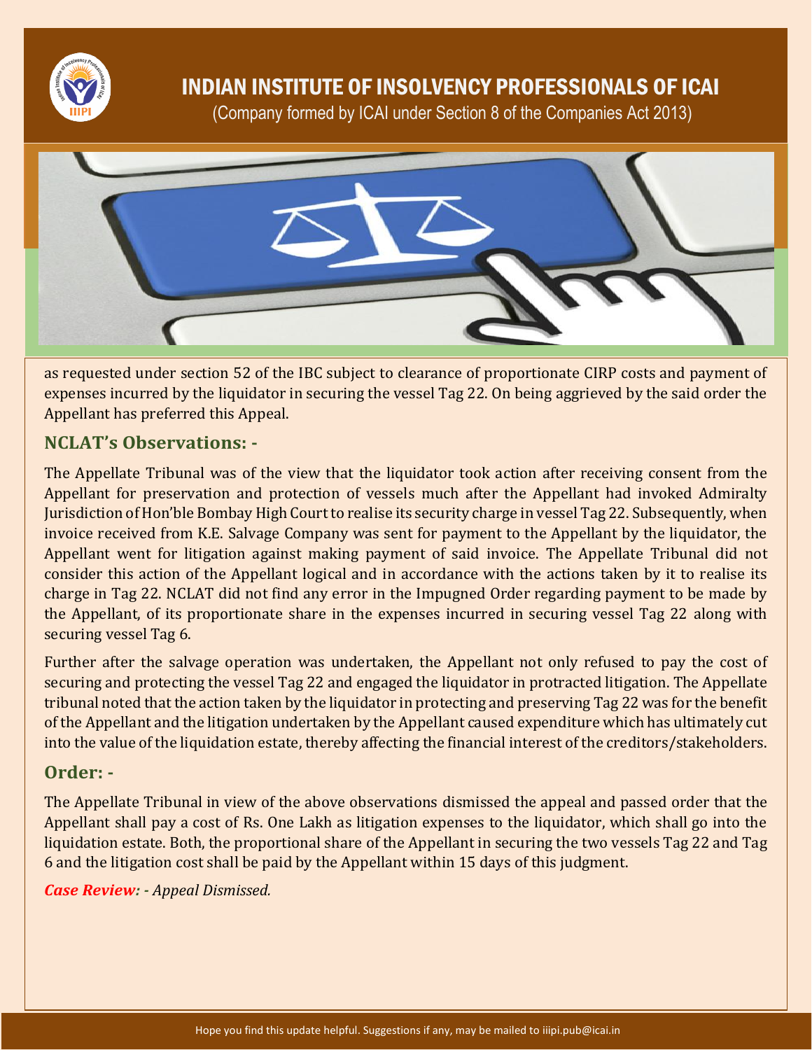as requested under section 52 of the IBC subject to clearance of proportionate CIRP costs and payment of expenses incurred by the liquidator in securing the vessel Tag 22. On being aggrieved by the said order the Appellant has preferred this Appeal.

## NCLAT's Observations: -

The Appellate Tribunal was of the view that the liquidator took action after receiving consent from the Appellant for preservation and protection of vessels much after the Appellant had invoked Admiralty Jurisdiction of Hon'ble Bombay High Court to realise its security charge in vessel Tag 22. Subsequently, when invoice received from K.E. Salvage Company was sent for payment to the Appellant by the liquidator, the Appellant went for litigation against making payment of said invoice. The Appellate Tribunal did not consider this action of the Appellant logical and in accordance with the actions taken by it to realise its charge in Tag 22. NCLAT did not find any error in the Impugned Order regarding payment to be made by the Appellant, of its proportionate share in the expenses incurred in securing vessel Tag 22 along with securing vessel Tag 6.

Further after the salvage operation was undertaken, the Appellant not only refused to pay the cost of securing and protecting the vessel Tag 22 and engaged the liquidator in protracted litigation. The Appellate tribunal noted that the action taken by the liquidator in protecting and preserving Tag 22 was for the benefit of the Appellant and the litigation undertaken by the Appellant caused expenditure which has ultimately cut into the value of the liquidation estate, thereby affecting the financial interest of the creditors/stakeholders.

## Order: -

The Appellate Tribunal in view of the above observations dismissed the appeal and passed order that the Appellant shall pay a cost of Rs. One Lakh as litigation expenses to the liquidator, which shall go into the liquidation estate. Both, the proportional share of the Appellant in securing the two vessels Tag 22 and Tag 6 and the litigation cost shall be paid by the Appellant within 15 days of this judgment.

***Case Review:*** *- Appeal Dismissed.*